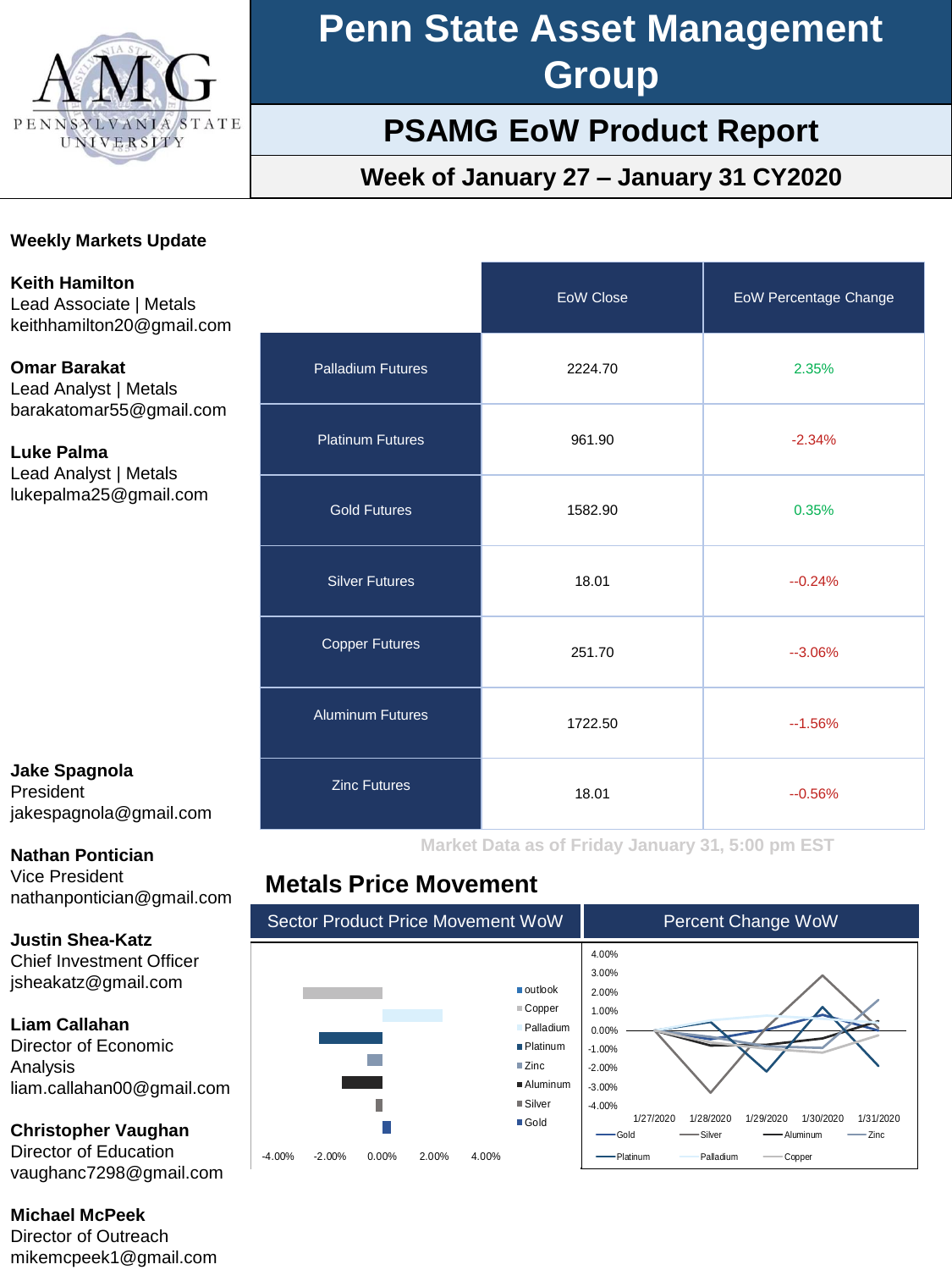# Penn State Asset Management Group

## PSAMG EoW Product Report

### Week of January 27 – January 31 CY2020

AMG
PENNSYLVANIA STATE UNIVERSITY

**Weekly Markets Update**

**Keith Hamilton**
Lead Associate | Metals
keithhamilton20@gmail.com

**Omar Barakat**
Lead Analyst | Metals
barakatomar55@gmail.com

**Luke Palma**
Lead Analyst | Metals
lukepalma25@gmail.com

**Jake Spagnola**
President
jakespagnola@gmail.com

**Nathan Pontician**
Vice President
nathanpontician@gmail.com

**Justin Shea-Katz**
Chief Investment Officer
jsheakatz@gmail.com

**Liam Callahan**
Director of Economic Analysis
liam.callahan00@gmail.com

**Christopher Vaughan**
Director of Education
vaughanc7298@gmail.com

**Michael McPeek**
Director of Outreach
mikemcpeek1@gmail.com

| | EoW Close | EoW Percentage Change |
|---|---|---|
| Palladium Futures | 2224.70 | 2.35% |
| Platinum Futures | 961.90 | -2.34% |
| Gold Futures | 1582.90 | 0.35% |
| Silver Futures | 18.01 | --0.24% |
| Copper Futures | 251.70 | --3.06% |
| Aluminum Futures | 1722.50 | --1.56% |
| Zinc Futures | 18.01 | --0.56% |

Market Data as of Friday January 31, 5:00 pm EST

## Metals Price Movement

| Sector Product Price Movement WoW | Percent Change WoW |
|---|---|
| Legend: outlook, Copper, Palladium, Platinum, Zinc, Aluminum, Silver, Gold; axis: -4.00%, -2.00%, 0.00%, 2.00%, 4.00% | Axis: 4.00%, 3.00%, 2.00%, 1.00%, 0.00%, -1.00%, -2.00%, -3.00%, -4.00%; dates: 1/27/2020, 1/28/2020, 1/29/2020, 1/30/2020, 1/31/2020; legend: Gold, Silver, Aluminum, Zinc, Platinum, Palladium, Copper |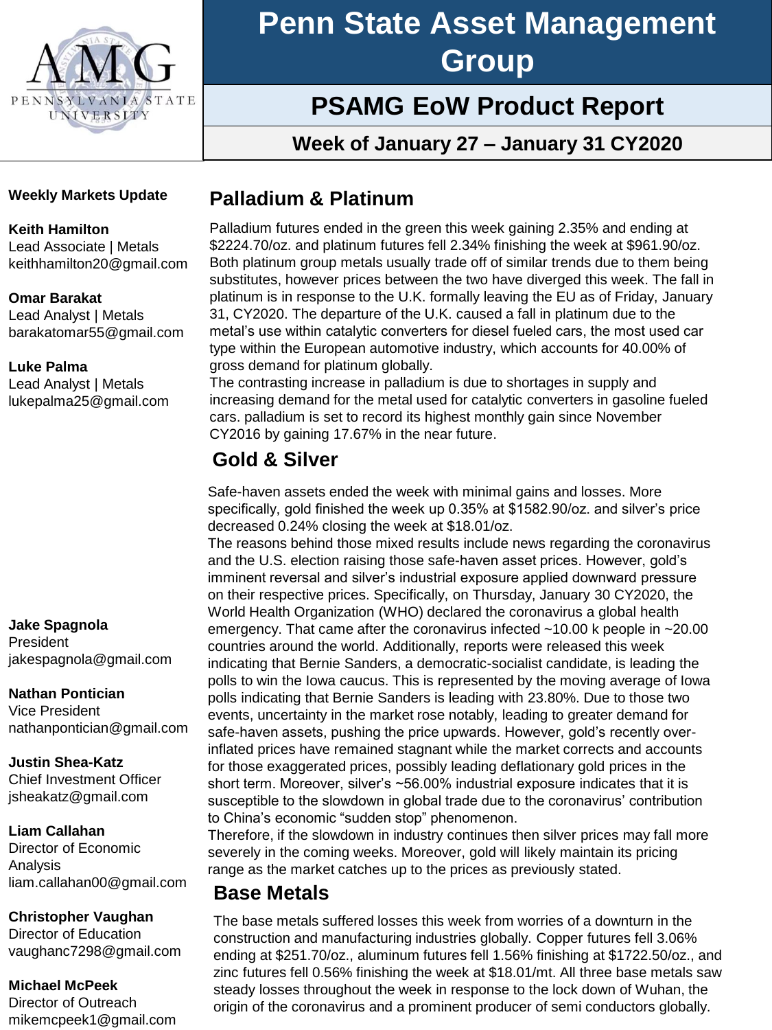# Penn State Asset Management Group

## PSAMG EoW Product Report

### Week of January 27 – January 31 CY2020

**Weekly Markets Update**

**Keith Hamilton**
Lead Associate | Metals
keithhamilton20@gmail.com

**Omar Barakat**
Lead Analyst | Metals
barakatomar55@gmail.com

**Luke Palma**
Lead Analyst | Metals
lukepalma25@gmail.com

**Jake Spagnola**
President
jakespagnola@gmail.com

**Nathan Pontician**
Vice President
nathanpontician@gmail.com

**Justin Shea-Katz**
Chief Investment Officer
jsheakatz@gmail.com

**Liam Callahan**
Director of Economic Analysis
liam.callahan00@gmail.com

**Christopher Vaughan**
Director of Education
vaughanc7298@gmail.com

**Michael McPeek**
Director of Outreach
mikemcpeek1@gmail.com

## Palladium & Platinum

Palladium futures ended in the green this week gaining 2.35% and ending at $2224.70/oz. and platinum futures fell 2.34% finishing the week at $961.90/oz. Both platinum group metals usually trade off of similar trends due to them being substitutes, however prices between the two have diverged this week. The fall in platinum is in response to the U.K. formally leaving the EU as of Friday, January 31, CY2020. The departure of the U.K. caused a fall in platinum due to the metal's use within catalytic converters for diesel fueled cars, the most used car type within the European automotive industry, which accounts for 40.00% of gross demand for platinum globally.
The contrasting increase in palladium is due to shortages in supply and increasing demand for the metal used for catalytic converters in gasoline fueled cars. palladium is set to record its highest monthly gain since November CY2016 by gaining 17.67% in the near future.

## Gold & Silver

Safe-haven assets ended the week with minimal gains and losses. More specifically, gold finished the week up 0.35% at $1582.90/oz. and silver's price decreased 0.24% closing the week at $18.01/oz.
The reasons behind those mixed results include news regarding the coronavirus and the U.S. election raising those safe-haven asset prices. However, gold's imminent reversal and silver's industrial exposure applied downward pressure on their respective prices. Specifically, on Thursday, January 30 CY2020, the World Health Organization (WHO) declared the coronavirus a global health emergency. That came after the coronavirus infected ~10.00 k people in ~20.00 countries around the world. Additionally, reports were released this week indicating that Bernie Sanders, a democratic-socialist candidate, is leading the polls to win the Iowa caucus. This is represented by the moving average of Iowa polls indicating that Bernie Sanders is leading with 23.80%. Due to those two events, uncertainty in the market rose notably, leading to greater demand for safe-haven assets, pushing the price upwards. However, gold's recently over-inflated prices have remained stagnant while the market corrects and accounts for those exaggerated prices, possibly leading deflationary gold prices in the short term. Moreover, silver's ~56.00% industrial exposure indicates that it is susceptible to the slowdown in global trade due to the coronavirus' contribution to China's economic "sudden stop" phenomenon.
Therefore, if the slowdown in industry continues then silver prices may fall more severely in the coming weeks. Moreover, gold will likely maintain its pricing range as the market catches up to the prices as previously stated.

## Base Metals

The base metals suffered losses this week from worries of a downturn in the construction and manufacturing industries globally. Copper futures fell 3.06% ending at $251.70/oz., aluminum futures fell 1.56% finishing at $1722.50/oz., and zinc futures fell 0.56% finishing the week at $18.01/mt. All three base metals saw steady losses throughout the week in response to the lock down of Wuhan, the origin of the coronavirus and a prominent producer of semi conductors globally.